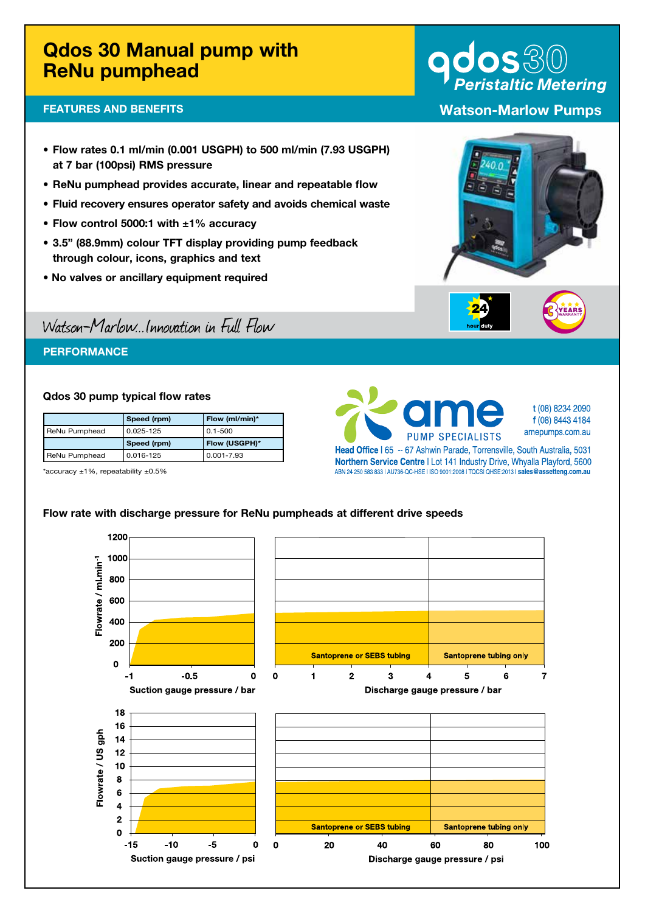# Qdos 30 Manual pump with ReNu pumphead

qdos30 *Peristaltic Metering*

## FEATURES AND BENEFITS

**Watson-Marlow Pumps**

- **Flow rates 0.1 ml/min (0.001 USGPH) to 500 ml/min (7.93 USGPH) at 7 bar (100psi) RMS pressure**
- **ReNu pumphead provides accurate, linear and repeatable flow**
- **Fluid recovery ensures operator safety and avoids chemical waste**
- **Flow control 5000:1 with ±1% accuracy**
- **3.5" (88.9mm) colour TFT display providing pump feedback through colour, icons, graphics and text**
- **No valves or ancillary equipment required**

*Watson-Marlow...Innovation in Full Flow*

24 hour duty | 3 YEARS WARRANTY

## PERFORMANCE

### Qdos 30 pump typical flow rates

| | Speed (rpm) | Flow (ml/min)* |
|---|---|---|
| ReNu Pumphead | 0.025-125 | 0.1-500 |
| | **Speed (rpm)** | **Flow (USGPH)*** |
| ReNu Pumphead | 0.016-125 | 0.001-7.93 |

*accuracy ±1%, repeatability ±0.5%

**ame PUMP SPECIALISTS**
t (08) 8234 2090
f (08) 8443 4184
amepumps.com.au
Head Office I 65 -- 67 Ashwin Parade, Torrensville, South Australia, 5031
Northern Service Centre I Lot 141 Industry Drive, Whyalla Playford, 5600
ABN 24 250 583 833 I AU736-QC-HSE I ISO 9001:2008 I TQCSI QHSE:2013 I sales@assetteng.com.au

### Flow rate with discharge pressure for ReNu pumpheads at different drive speeds

Flowrate / $ml.min^{-1}$ (0–1200) vs Suction gauge pressure / bar (-1 to 0) and Discharge gauge pressure / bar (0 to 7): Santoprene or SEBS tubing (0–4 bar); Santoprene tubing only (4–7 bar)

Flowrate / US gph (0–18) vs Suction gauge pressure / psi (-15 to 0) and Discharge gauge pressure / psi (0 to 100): Santoprene or SEBS tubing (0–60 psi); Santoprene tubing only (60–100 psi)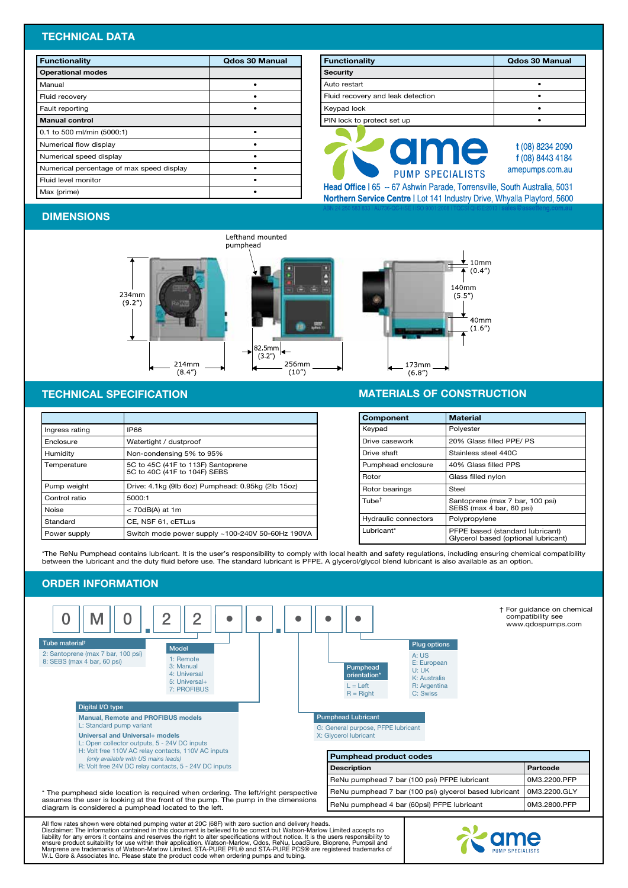## TECHNICAL DATA

| Functionality | Qdos 30 Manual |
|---|---|
| **Operational modes** | |
| Manual | • |
| Fluid recovery | • |
| Fault reporting | • |
| **Manual control** | |
| 0.1 to 500 ml/min (5000:1) | • |
| Numerical flow display | • |
| Numerical speed display | • |
| Numerical percentage of max speed display | • |
| Fluid level monitor | • |
| Max (prime) | • |

| Functionality | Qdos 30 Manual |
|---|---|
| **Security** | |
| Auto restart | • |
| Fluid recovery and leak detection | • |
| Keypad lock | • |
| PIN lock to protect set up | • |

ame PUMP SPECIALISTS

t (08) 8234 2090
f (08) 8443 4184
amepumps.com.au

**Head Office** | 65 -- 67 Ashwin Parade, Torrensville, South Australia, 5031
**Northern Service Centre** | Lot 141 Industry Drive, Whyalla Playford, 5600

ABN 24 250 583 833 | AU736-QC-HSE | ISO 9001:2008 | TQCSI QHSE 2013 | sales@assetteng.com.au

## DIMENSIONS

Lefthand mounted pumphead

234mm (9.2")
214mm (8.4")
82.5mm (3.2")
256mm (10")
10mm (0.4")
140mm (5.5")
40mm (1.6")
173mm (6.8")

## TECHNICAL SPECIFICATION

| | |
|---|---|
| Ingress rating | IP66 |
| Enclosure | Watertight / dustproof |
| Humidity | Non-condensing 5% to 95% |
| Temperature | 5C to 45C (41F to 113F) Santoprene<br>5C to 40C (41F to 104F) SEBS |
| Pump weight | Drive: 4.1kg (9lb 6oz) Pumphead: 0.95kg (2lb 15oz) |
| Control ratio | 5000:1 |
| Noise | < 70dB(A) at 1m |
| Standard | CE, NSF 61, cETLus |
| Power supply | Switch mode power supply ~100-240V 50-60Hz 190VA |

## MATERIALS OF CONSTRUCTION

| Component | Material |
|---|---|
| Keypad | Polyester |
| Drive casework | 20% Glass filled PPE/ PS |
| Drive shaft | Stainless steel 440C |
| Pumphead enclosure | 40% Glass filled PPS |
| Rotor | Glass filled nylon |
| Rotor bearings | Steel |
| Tube† | Santoprene (max 7 bar, 100 psi)<br>SEBS (max 4 bar, 60 psi) |
| Hydraulic connectors | Polypropylene |
| Lubricant* | PFPE based (standard lubricant)<br>Glycerol based (optional lubricant) |

*The ReNu Pumphead contains lubricant. It is the user's responsibility to comply with local health and safety regulations, including ensuring chemical compatibility between the lubricant and the duty fluid before use. The standard lubricant is PFPE. A glycerol/glycol blend lubricant is also available as an option.

## ORDER INFORMATION

0 M 0 . 2 2 • • . • • •

† For guidance on chemical compatibility see www.qdospumps.com

**Tube material†**
2: Santoprene (max 7 bar, 100 psi)
8: SEBS (max 4 bar, 60 psi)

**Model**
1: Remote
3: Manual
4: Universal
5: Universal+
7: PROFIBUS

**Digital I/O type**

**Manual, Remote and PROFIBUS models**
L: Standard pump variant

**Universal and Universal+ models**
L: Open collector outputs, 5 - 24V DC inputs
H: Volt free 110V AC relay contacts, 110V AC inputs
*(only available with US mains leads)*
R: Volt free 24V DC relay contacts, 5 - 24V DC inputs

**Pumphead Lubricant**
G: General purpose, PFPE lubricant
X: Glycerol lubricant

**Pumphead orientation***
L = Left
R = Right

**Plug options**
A: US
E: European
U: UK
K: Australia
R: Argentina
C: Swiss

* The pumphead side location is required when ordering. The left/right perspective assumes the user is looking at the front of the pump. The pump in the dimensions diagram is considered a pumphead located to the left.

| Pumphead product codes | |
|---|---|
| **Description** | **Partcode** |
| ReNu pumphead 7 bar (100 psi) PFPE lubricant | 0M3.2200.PFP |
| ReNu pumphead 7 bar (100 psi) glycerol based lubricant | 0M3.2200.GLY |
| ReNu pumphead 4 bar (60psi) PFPE lubricant | 0M3.2800.PFP |

All flow rates shown were obtained pumping water at 20C (68F) with zero suction and delivery heads.
Disclaimer: The information contained in this document is believed to be correct but Watson-Marlow Limited accepts no liability for any errors it contains and reserves the right to alter specifications without notice. It is the users responsibility to ensure product suitability for use within their application. Watson-Marlow, Qdos, ReNu, LoadSure, Biopreне, Pumpsil and Marprene are trademarks of Watson-Marlow Limited. STA-PURE PFL® and STA-PURE PCS® are registered trademarks of W.L Gore & Associates Inc. Please state the product code when ordering pumps and tubing.

ame PUMP SPECIALISTS